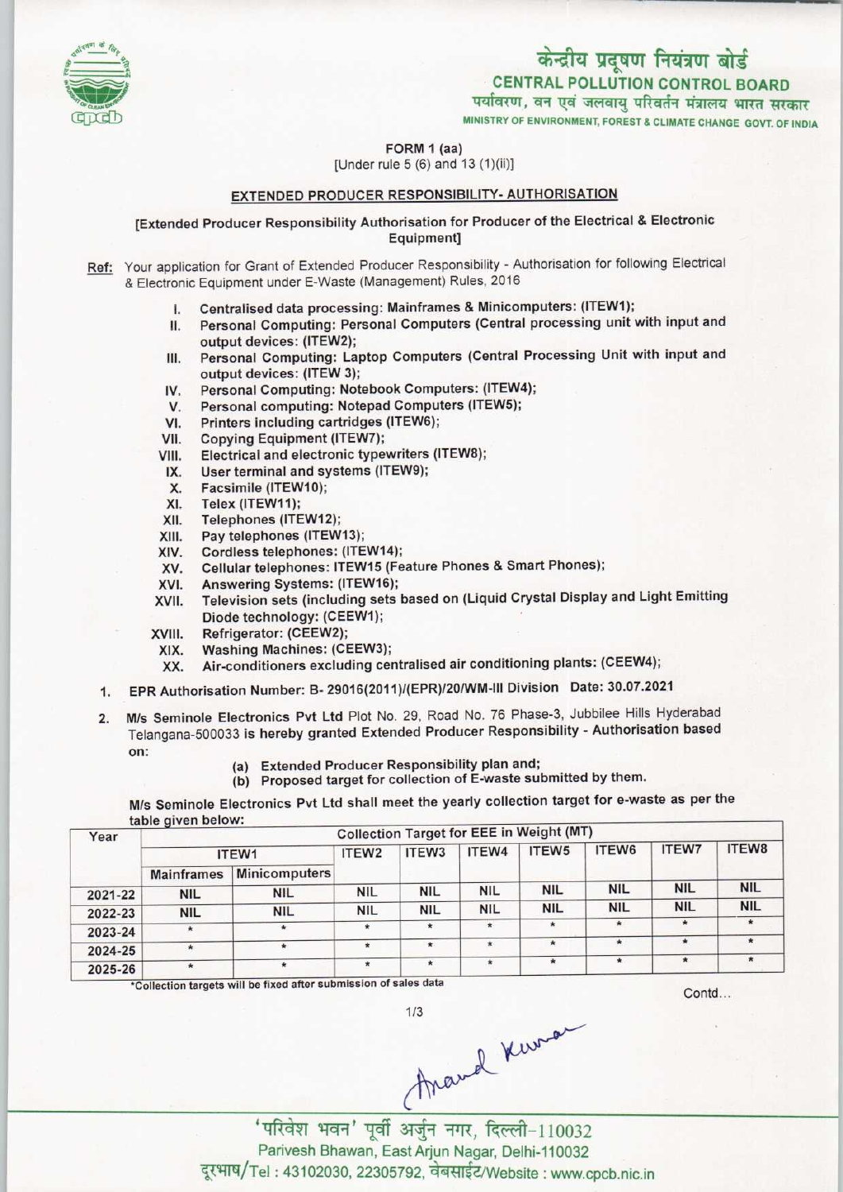# केन्द्रीय प्रदूषण नियंत्रण बोर्ड
## CENTRAL POLLUTION CONTROL BOARD
पर्यावरण, वन एवं जलवायु परिवर्तन मंत्रालय भारत सरकार
MINISTRY OF ENVIRONMENT, FOREST & CLIMATE CHANGE GOVT. OF INDIA

FORM 1 (aa)
[Under rule 5 (6) and 13 (1)(ii)]

### EXTENDED PRODUCER RESPONSIBILITY- AUTHORISATION

[Extended Producer Responsibility Authorisation for Producer of the Electrical & Electronic Equipment]

Ref: Your application for Grant of Extended Producer Responsibility - Authorisation for following Electrical & Electronic Equipment under E-Waste (Management) Rules, 2016

I. Centralised data processing: Mainframes & Minicomputers: (ITEW1);
II. Personal Computing: Personal Computers (Central processing unit with input and output devices: (ITEW2);
III. Personal Computing: Laptop Computers (Central Processing Unit with input and output devices: (ITEW 3);
IV. Personal Computing: Notebook Computers: (ITEW4);
V. Personal computing: Notepad Computers (ITEW5);
VI. Printers including cartridges (ITEW6);
VII. Copying Equipment (ITEW7);
VIII. Electrical and electronic typewriters (ITEW8);
IX. User terminal and systems (ITEW9);
X. Facsimile (ITEW10);
XI. Telex (ITEW11);
XII. Telephones (ITEW12);
XIII. Pay telephones (ITEW13);
XIV. Cordless telephones: (ITEW14);
XV. Cellular telephones: ITEW15 (Feature Phones & Smart Phones);
XVI. Answering Systems: (ITEW16);
XVII. Television sets (including sets based on (Liquid Crystal Display and Light Emitting Diode technology: (CEEW1);
XVIII. Refrigerator: (CEEW2);
XIX. Washing Machines: (CEEW3);
XX. Air-conditioners excluding centralised air conditioning plants: (CEEW4);

1. EPR Authorisation Number: B- 29016(2011)/(EPR)/20/WM-III Division Date: 30.07.2021

2. M/s Seminole Electronics Pvt Ltd Plot No. 29, Road No. 76 Phase-3, Jubbilee Hills Hyderabad Telangana-500033 is hereby granted Extended Producer Responsibility - Authorisation based on:

   (a) Extended Producer Responsibility plan and;
   (b) Proposed target for collection of E-waste submitted by them.

M/s Seminole Electronics Pvt Ltd shall meet the yearly collection target for e-waste as per the table given below:

| Year | Collection Target for EEE in Weight (MT) | | | | | | | | |
|---|---|---|---|---|---|---|---|---|---|
| | ITEW1 | | ITEW2 | ITEW3 | ITEW4 | ITEW5 | ITEW6 | ITEW7 | ITEW8 |
| | Mainframes | Minicomputers | | | | | | | |
| 2021-22 | NIL | NIL | NIL | NIL | NIL | NIL | NIL | NIL | NIL |
| 2022-23 | NIL | NIL | NIL | NIL | NIL | NIL | NIL | NIL | NIL |
| 2023-24 | * | * | * | * | * | * | * | * | * |
| 2024-25 | * | * | * | * | * | * | * | * | * |
| 2025-26 | * | * | * | * | * | * | * | * | * |

*Collection targets will be fixed after submission of sales data

Contd...

'परिवेश भवन' पूर्वी अर्जुन नगर, दिल्ली-110032
Parivesh Bhawan, East Arjun Nagar, Delhi-110032
दूरभाष/Tel : 43102030, 22305792, वेबसाईट/Website : www.cpcb.nic.in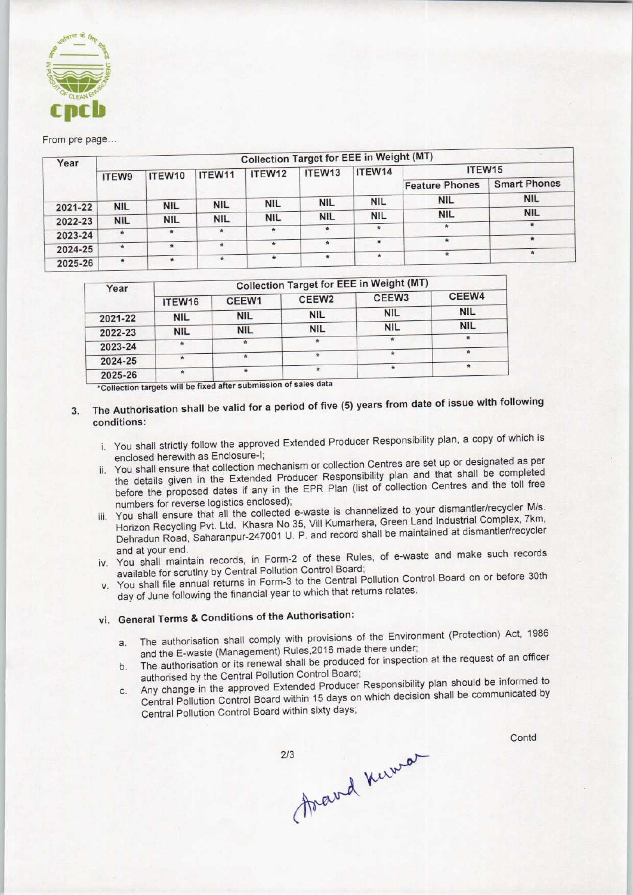From pre page...

| Year | Collection Target for EEE in Weight (MT) | | | | | | | |
|---|---|---|---|---|---|---|---|---|
| | ITEW9 | ITEW10 | ITEW11 | ITEW12 | ITEW13 | ITEW14 | ITEW15 | |
| | | | | | | | Feature Phones | Smart Phones |
| 2021-22 | NIL | NIL | NIL | NIL | NIL | NIL | NIL | NIL |
| 2022-23 | NIL | NIL | NIL | NIL | NIL | NIL | NIL | NIL |
| 2023-24 | * | * | * | * | * | * | * | * |
| 2024-25 | * | * | * | * | * | * | * | * |
| 2025-26 | * | * | * | * | * | * | * | * |

| Year | Collection Target for EEE in Weight (MT) | | | | |
|---|---|---|---|---|---|
| | ITEW16 | CEEW1 | CEEW2 | CEEW3 | CEEW4 |
| 2021-22 | NIL | NIL | NIL | NIL | NIL |
| 2022-23 | NIL | NIL | NIL | NIL | NIL |
| 2023-24 | * | * | * | * | * |
| 2024-25 | * | * | * | * | * |
| 2025-26 | * | * | * | * | * |

*Collection targets will be fixed after submission of sales data

3. **The Authorisation shall be valid for a period of five (5) years from date of issue with following conditions:**

   i. You shall strictly follow the approved Extended Producer Responsibility plan, a copy of which is enclosed herewith as Enclosure-I;

   ii. You shall ensure that collection mechanism or collection Centres are set up or designated as per the details given in the Extended Producer Responsibility plan and that shall be completed before the proposed dates if any in the EPR Plan (list of collection Centres and the toll free numbers for reverse logistics enclosed);

   iii. You shall ensure that all the collected e-waste is channelized to your dismantler/recycler M/s. Horizon Recycling Pvt. Ltd. Khasra No 35, Vill Kumarhera, Green Land Industrial Complex, 7km, Dehradun Road, Saharanpur-247001 U. P. and record shall be maintained at dismantler/recycler and at your end.

   iv. You shall maintain records, in Form-2 of these Rules, of e-waste and make such records available for scrutiny by Central Pollution Control Board;

   v. You shall file annual returns in Form-3 to the Central Pollution Control Board on or before 30th day of June following the financial year to which that returns relates.

   vi. **General Terms & Conditions of the Authorisation:**

      a. The authorisation shall comply with provisions of the Environment (Protection) Act, 1986 and the E-waste (Management) Rules,2016 made there under;

      b. The authorisation or its renewal shall be produced for inspection at the request of an officer authorised by the Central Pollution Control Board;

      c. Any change in the approved Extended Producer Responsibility plan should be informed to Central Pollution Control Board within 15 days on which decision shall be communicated by Central Pollution Control Board within sixty days;

Contd

Anand Kumar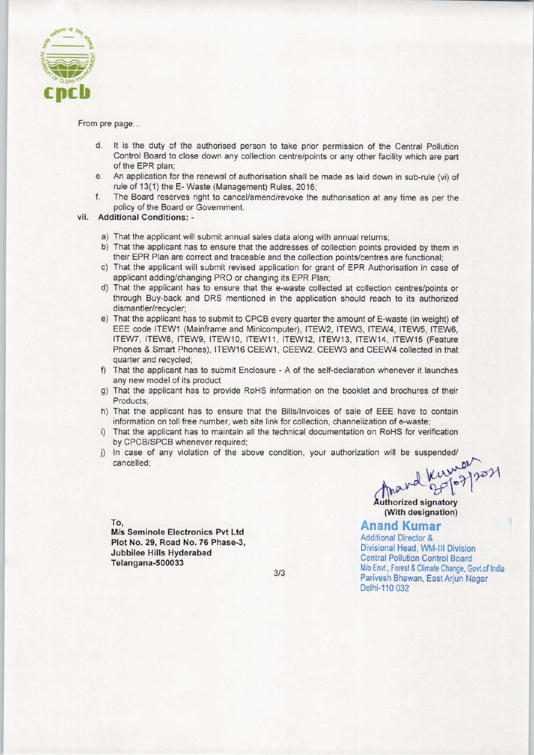From pre page...

d. It is the duty of the authorised person to take prior permission of the Central Pollution Control Board to close down any collection centre/points or any other facility which are part of the EPR plan;

e. An application for the renewal of authorisation shall be made as laid down in sub-rule (vi) of rule of 13(1) the E- Waste (Management) Rules, 2016;

f. The Board reserves right to cancel/amend/revoke the authorisation at any time as per the policy of the Board or Government.

vii. **Additional Conditions: -**

a) That the applicant will submit annual sales data along with annual returns;

b) That the applicant has to ensure that the addresses of collection points provided by them in their EPR Plan are correct and traceable and the collection points/centres are functional;

c) That the applicant will submit revised application for grant of EPR Authorisation in case of applicant adding/changing PRO or changing its EPR Plan;

d) That the applicant has to ensure that the e-waste collected at collection centres/points or through Buy-back and DRS mentioned in the application should reach to its authorized dismantler/recycler;

e) That the applicant has to submit to CPCB every quarter the amount of E-waste (in weight) of EEE code ITEW1 (Mainframe and Minicomputer), ITEW2, ITEW3, ITEW4, ITEW5, ITEW6, ITEW7, ITEW8, ITEW9, ITEW10, ITEW11, ITEW12, ITEW13, ITEW14, ITEW15 (Feature Phones & Smart Phones), ITEW16 CEEW1, CEEW2, CEEW3 and CEEW4 collected in that quarter and recycled;

f) That the applicant has to submit Enclosure - A of the self-declaration whenever it launches any new model of its product

g) That the applicant has to provide RoHS information on the booklet and brochures of their Products;

h) That the applicant has to ensure that the Bills/Invoices of sale of EEE have to contain information on toll free number, web site link for collection, channelization of e-waste;

i) That the applicant has to maintain all the technical documentation on RoHS for verification by CPCB/SPCB whenever required;

j) In case of any violation of the above condition, your authorization will be suspended/ cancelled;

Anand Kumar 30/07/2021

**Authorized signatory**
**(With designation)**

**Anand Kumar**
Additional Director &
Divisional Head, WM-III Division
Central Pollution Control Board
M/o Envt., Forest & Climate Change, Govt.of India
Parivesh Bhawan, East Arjun Nagar
Delhi-110 032

To,
**M/s Seminole Electronics Pvt Ltd**
**Plot No. 29, Road No. 76 Phase-3,**
**Jubbilee Hills Hyderabad**
**Telangana-500033**